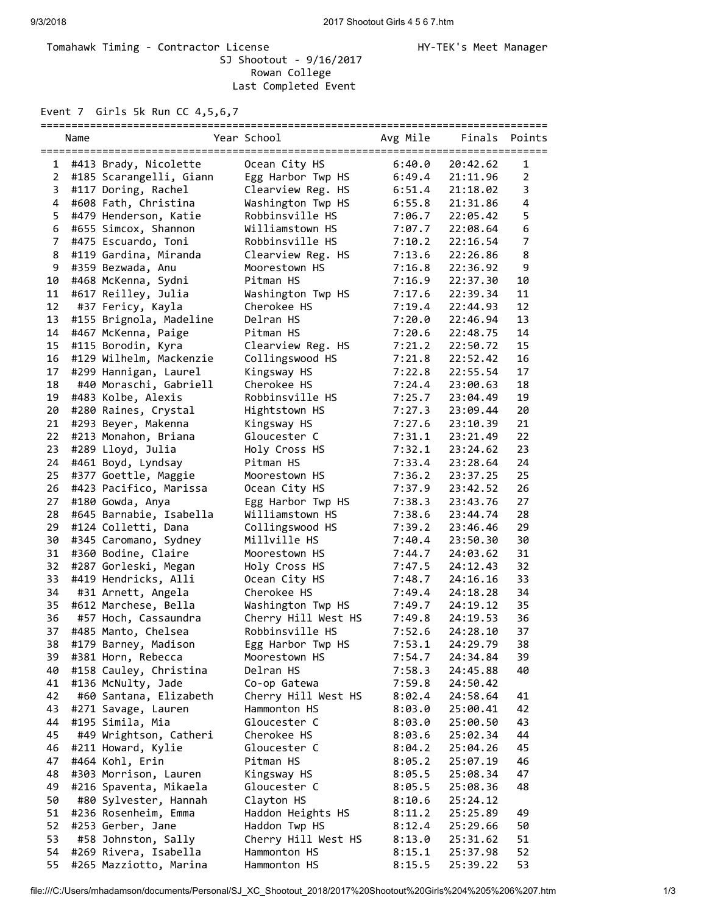Tomahawk Timing - Contractor License HY-TEK's Meet Manager

SJ Shootout - 9/16/2017

Rowan College

Last Completed Event

Event 7 Girls 5k Run CC 4,5,6,7

| | Name | Year School | Avg Mile | Finals | Points |
|---|---|---|---|---|---|
| 1 | #413 Brady, Nicolette | Ocean City HS | 6:40.0 | 20:42.62 | 1 |
| 2 | #185 Scarangelli, Giann | Egg Harbor Twp HS | 6:49.4 | 21:11.96 | 2 |
| 3 | #117 Doring, Rachel | Clearview Reg. HS | 6:51.4 | 21:18.02 | 3 |
| 4 | #608 Fath, Christina | Washington Twp HS | 6:55.8 | 21:31.86 | 4 |
| 5 | #479 Henderson, Katie | Robbinsville HS | 7:06.7 | 22:05.42 | 5 |
| 6 | #655 Simcox, Shannon | Williamstown HS | 7:07.7 | 22:08.64 | 6 |
| 7 | #475 Escuardo, Toni | Robbinsville HS | 7:10.2 | 22:16.54 | 7 |
| 8 | #119 Gardina, Miranda | Clearview Reg. HS | 7:13.6 | 22:26.86 | 8 |
| 9 | #359 Bezwada, Anu | Moorestown HS | 7:16.8 | 22:36.92 | 9 |
| 10 | #468 McKenna, Sydni | Pitman HS | 7:16.9 | 22:37.30 | 10 |
| 11 | #617 Reilley, Julia | Washington Twp HS | 7:17.6 | 22:39.34 | 11 |
| 12 | #37 Fericy, Kayla | Cherokee HS | 7:19.4 | 22:44.93 | 12 |
| 13 | #155 Brignola, Madeline | Delran HS | 7:20.0 | 22:46.94 | 13 |
| 14 | #467 McKenna, Paige | Pitman HS | 7:20.6 | 22:48.75 | 14 |
| 15 | #115 Borodin, Kyra | Clearview Reg. HS | 7:21.2 | 22:50.72 | 15 |
| 16 | #129 Wilhelm, Mackenzie | Collingswood HS | 7:21.8 | 22:52.42 | 16 |
| 17 | #299 Hannigan, Laurel | Kingsway HS | 7:22.8 | 22:55.54 | 17 |
| 18 | #40 Moraschi, Gabriell | Cherokee HS | 7:24.4 | 23:00.63 | 18 |
| 19 | #483 Kolbe, Alexis | Robbinsville HS | 7:25.7 | 23:04.49 | 19 |
| 20 | #280 Raines, Crystal | Hightstown HS | 7:27.3 | 23:09.44 | 20 |
| 21 | #293 Beyer, Makenna | Kingsway HS | 7:27.6 | 23:10.39 | 21 |
| 22 | #213 Monahon, Briana | Gloucester C | 7:31.1 | 23:21.49 | 22 |
| 23 | #289 Lloyd, Julia | Holy Cross HS | 7:32.1 | 23:24.62 | 23 |
| 24 | #461 Boyd, Lyndsay | Pitman HS | 7:33.4 | 23:28.64 | 24 |
| 25 | #377 Goettle, Maggie | Moorestown HS | 7:36.2 | 23:37.25 | 25 |
| 26 | #423 Pacifico, Marissa | Ocean City HS | 7:37.9 | 23:42.52 | 26 |
| 27 | #180 Gowda, Anya | Egg Harbor Twp HS | 7:38.3 | 23:43.76 | 27 |
| 28 | #645 Barnabie, Isabella | Williamstown HS | 7:38.6 | 23:44.74 | 28 |
| 29 | #124 Colletti, Dana | Collingswood HS | 7:39.2 | 23:46.46 | 29 |
| 30 | #345 Caromano, Sydney | Millville HS | 7:40.4 | 23:50.30 | 30 |
| 31 | #360 Bodine, Claire | Moorestown HS | 7:44.7 | 24:03.62 | 31 |
| 32 | #287 Gorleski, Megan | Holy Cross HS | 7:47.5 | 24:12.43 | 32 |
| 33 | #419 Hendricks, Alli | Ocean City HS | 7:48.7 | 24:16.16 | 33 |
| 34 | #31 Arnett, Angela | Cherokee HS | 7:49.4 | 24:18.28 | 34 |
| 35 | #612 Marchese, Bella | Washington Twp HS | 7:49.7 | 24:19.12 | 35 |
| 36 | #57 Hoch, Cassaundra | Cherry Hill West HS | 7:49.8 | 24:19.53 | 36 |
| 37 | #485 Manto, Chelsea | Robbinsville HS | 7:52.6 | 24:28.10 | 37 |
| 38 | #179 Barney, Madison | Egg Harbor Twp HS | 7:53.1 | 24:29.79 | 38 |
| 39 | #381 Horn, Rebecca | Moorestown HS | 7:54.7 | 24:34.84 | 39 |
| 40 | #158 Cauley, Christina | Delran HS | 7:58.3 | 24:45.88 | 40 |
| 41 | #136 McNulty, Jade | Co-op Gatewa | 7:59.8 | 24:50.42 | |
| 42 | #60 Santana, Elizabeth | Cherry Hill West HS | 8:02.4 | 24:58.64 | 41 |
| 43 | #271 Savage, Lauren | Hammonton HS | 8:03.0 | 25:00.41 | 42 |
| 44 | #195 Simila, Mia | Gloucester C | 8:03.0 | 25:00.50 | 43 |
| 45 | #49 Wrightson, Catheri | Cherokee HS | 8:03.6 | 25:02.34 | 44 |
| 46 | #211 Howard, Kylie | Gloucester C | 8:04.2 | 25:04.26 | 45 |
| 47 | #464 Kohl, Erin | Pitman HS | 8:05.2 | 25:07.19 | 46 |
| 48 | #303 Morrison, Lauren | Kingsway HS | 8:05.5 | 25:08.34 | 47 |
| 49 | #216 Spaventa, Mikaela | Gloucester C | 8:05.5 | 25:08.36 | 48 |
| 50 | #80 Sylvester, Hannah | Clayton HS | 8:10.6 | 25:24.12 | |
| 51 | #236 Rosenheim, Emma | Haddon Heights HS | 8:11.2 | 25:25.89 | 49 |
| 52 | #253 Gerber, Jane | Haddon Twp HS | 8:12.4 | 25:29.66 | 50 |
| 53 | #58 Johnston, Sally | Cherry Hill West HS | 8:13.0 | 25:31.62 | 51 |
| 54 | #269 Rivera, Isabella | Hammonton HS | 8:15.1 | 25:37.98 | 52 |
| 55 | #265 Mazziotto, Marina | Hammonton HS | 8:15.5 | 25:39.22 | 53 |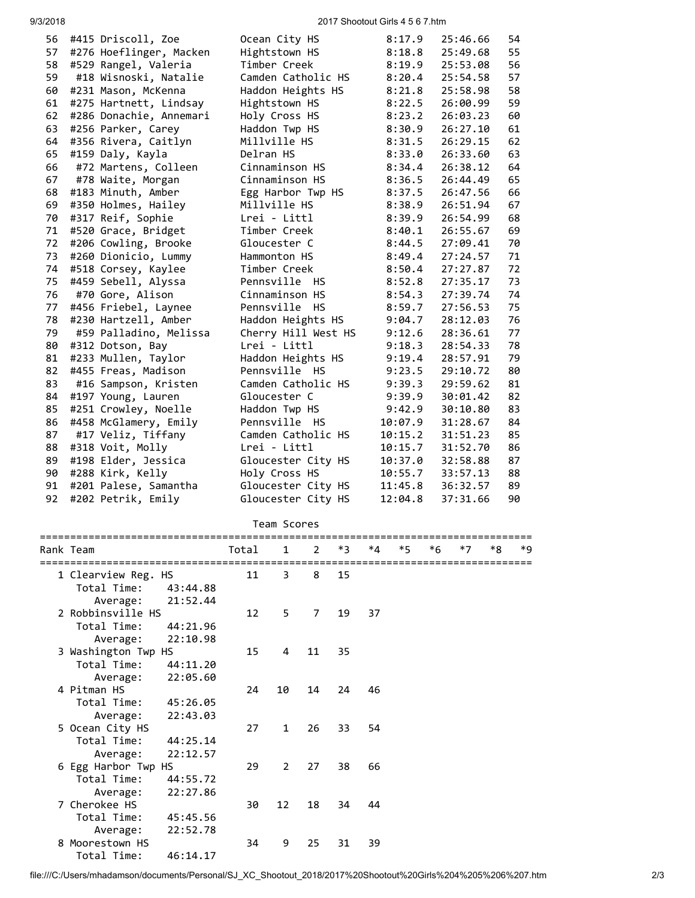| Place | Name | School | Pace | Time | Points |
|---|---|---|---|---|---|
| 56 | #415 Driscoll, Zoe | Ocean City HS | 8:17.9 | 25:46.66 | 54 |
| 57 | #276 Hoeflinger, Macken | Hightstown HS | 8:18.8 | 25:49.68 | 55 |
| 58 | #529 Rangel, Valeria | Timber Creek | 8:19.9 | 25:53.08 | 56 |
| 59 | #18 Wisnoski, Natalie | Camden Catholic HS | 8:20.4 | 25:54.58 | 57 |
| 60 | #231 Mason, McKenna | Haddon Heights HS | 8:21.8 | 25:58.98 | 58 |
| 61 | #275 Hartnett, Lindsay | Hightstown HS | 8:22.5 | 26:00.99 | 59 |
| 62 | #286 Donachie, Annemari | Holy Cross HS | 8:23.2 | 26:03.23 | 60 |
| 63 | #256 Parker, Carey | Haddon Twp HS | 8:30.9 | 26:27.10 | 61 |
| 64 | #356 Rivera, Caitlyn | Millville HS | 8:31.5 | 26:29.15 | 62 |
| 65 | #159 Daly, Kayla | Delran HS | 8:33.0 | 26:33.60 | 63 |
| 66 | #72 Martens, Colleen | Cinnaminson HS | 8:34.4 | 26:38.12 | 64 |
| 67 | #78 Waite, Morgan | Cinnaminson HS | 8:36.5 | 26:44.49 | 65 |
| 68 | #183 Minuth, Amber | Egg Harbor Twp HS | 8:37.5 | 26:47.56 | 66 |
| 69 | #350 Holmes, Hailey | Millville HS | 8:38.9 | 26:51.94 | 67 |
| 70 | #317 Reif, Sophie | Lrei - Littl | 8:39.9 | 26:54.99 | 68 |
| 71 | #520 Grace, Bridget | Timber Creek | 8:40.1 | 26:55.67 | 69 |
| 72 | #206 Cowling, Brooke | Gloucester C | 8:44.5 | 27:09.41 | 70 |
| 73 | #260 Dionicio, Lummy | Hammonton HS | 8:49.4 | 27:24.57 | 71 |
| 74 | #518 Corsey, Kaylee | Timber Creek | 8:50.4 | 27:27.87 | 72 |
| 75 | #459 Sebell, Alyssa | Pennsville HS | 8:52.8 | 27:35.17 | 73 |
| 76 | #70 Gore, Alison | Cinnaminson HS | 8:54.3 | 27:39.74 | 74 |
| 77 | #456 Friebel, Laynee | Pennsville HS | 8:59.7 | 27:56.53 | 75 |
| 78 | #230 Hartzell, Amber | Haddon Heights HS | 9:04.7 | 28:12.03 | 76 |
| 79 | #59 Palladino, Melissa | Cherry Hill West HS | 9:12.6 | 28:36.61 | 77 |
| 80 | #312 Dotson, Bay | Lrei - Littl | 9:18.3 | 28:54.33 | 78 |
| 81 | #233 Mullen, Taylor | Haddon Heights HS | 9:19.4 | 28:57.91 | 79 |
| 82 | #455 Freas, Madison | Pennsville HS | 9:23.5 | 29:10.72 | 80 |
| 83 | #16 Sampson, Kristen | Camden Catholic HS | 9:39.3 | 29:59.62 | 81 |
| 84 | #197 Young, Lauren | Gloucester C | 9:39.9 | 30:01.42 | 82 |
| 85 | #251 Crowley, Noelle | Haddon Twp HS | 9:42.9 | 30:10.80 | 83 |
| 86 | #458 McGlamery, Emily | Pennsville HS | 10:07.9 | 31:28.67 | 84 |
| 87 | #17 Veliz, Tiffany | Camden Catholic HS | 10:15.2 | 31:51.23 | 85 |
| 88 | #318 Voit, Molly | Lrei - Littl | 10:15.7 | 31:52.70 | 86 |
| 89 | #198 Elder, Jessica | Gloucester City HS | 10:37.0 | 32:58.88 | 87 |
| 90 | #288 Kirk, Kelly | Holy Cross HS | 10:55.7 | 33:57.13 | 88 |
| 91 | #201 Palese, Samantha | Gloucester City HS | 11:45.8 | 36:32.57 | 89 |
| 92 | #202 Petrik, Emily | Gloucester City HS | 12:04.8 | 37:31.66 | 90 |

## Team Scores

| Rank | Team | Total | 1 | 2 | *3 | *4 | *5 | *6 | *7 | *8 | *9 |
|---|---|---|---|---|---|---|---|---|---|---|---|
| 1 | Clearview Reg. HS | 11 | 3 | 8 | 15 | | | | | | |
| | Total Time: 43:44.88 | | | | | | | | | | |
| | Average: 21:52.44 | | | | | | | | | | |
| 2 | Robbinsville HS | 12 | 5 | 7 | 19 | 37 | | | | | |
| | Total Time: 44:21.96 | | | | | | | | | | |
| | Average: 22:10.98 | | | | | | | | | | |
| 3 | Washington Twp HS | 15 | 4 | 11 | 35 | | | | | | |
| | Total Time: 44:11.20 | | | | | | | | | | |
| | Average: 22:05.60 | | | | | | | | | | |
| 4 | Pitman HS | 24 | 10 | 14 | 24 | 46 | | | | | |
| | Total Time: 45:26.05 | | | | | | | | | | |
| | Average: 22:43.03 | | | | | | | | | | |
| 5 | Ocean City HS | 27 | 1 | 26 | 33 | 54 | | | | | |
| | Total Time: 44:25.14 | | | | | | | | | | |
| | Average: 22:12.57 | | | | | | | | | | |
| 6 | Egg Harbor Twp HS | 29 | 2 | 27 | 38 | 66 | | | | | |
| | Total Time: 44:55.72 | | | | | | | | | | |
| | Average: 22:27.86 | | | | | | | | | | |
| 7 | Cherokee HS | 30 | 12 | 18 | 34 | 44 | | | | | |
| | Total Time: 45:45.56 | | | | | | | | | | |
| | Average: 22:52.78 | | | | | | | | | | |
| 8 | Moorestown HS | 34 | 9 | 25 | 31 | 39 | | | | | |
| | Total Time: 46:14.17 | | | | | | | | | | |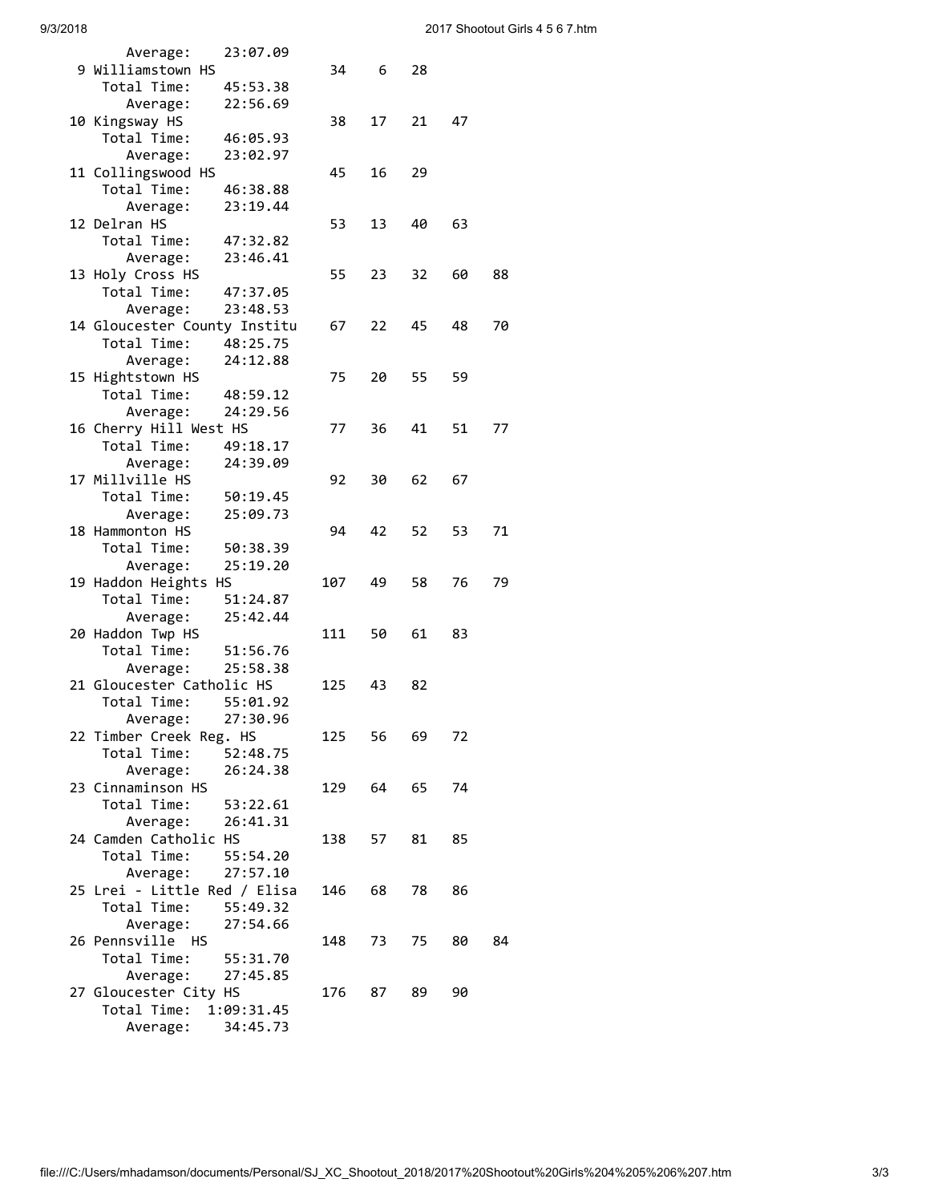```
     Average:    23:07.09
  9 Williamstown HS              34    6   28
     Total Time:    45:53.38
       Average:    22:56.69
 10 Kingsway HS                  38   17   21   47
     Total Time:    46:05.93
       Average:    23:02.97
 11 Collingswood HS              45   16   29
     Total Time:    46:38.88
       Average:    23:19.44
 12 Delran HS                    53   13   40   63
     Total Time:    47:32.82
       Average:    23:46.41
 13 Holy Cross HS                55   23   32   60   88
     Total Time:    47:37.05
       Average:    23:48.53
 14 Gloucester County Institu    67   22   45   48   70
     Total Time:    48:25.75
       Average:    24:12.88
 15 Hightstown HS                75   20   55   59
     Total Time:    48:59.12
       Average:    24:29.56
 16 Cherry Hill West HS          77   36   41   51   77
     Total Time:    49:18.17
       Average:    24:39.09
 17 Millville HS                 92   30   62   67
     Total Time:    50:19.45
       Average:    25:09.73
 18 Hammonton HS                 94   42   52   53   71
     Total Time:    50:38.39
       Average:    25:19.20
 19 Haddon Heights HS           107   49   58   76   79
     Total Time:    51:24.87
       Average:    25:42.44
 20 Haddon Twp HS               111   50   61   83
     Total Time:    51:56.76
       Average:    25:58.38
 21 Gloucester Catholic HS      125   43   82
     Total Time:    55:01.92
       Average:    27:30.96
 22 Timber Creek Reg. HS        125   56   69   72
     Total Time:    52:48.75
       Average:    26:24.38
 23 Cinnaminson HS              129   64   65   74
     Total Time:    53:22.61
       Average:    26:41.31
 24 Camden Catholic HS          138   57   81   85
     Total Time:    55:54.20
       Average:    27:57.10
 25 Lrei - Little Red / Elisa   146   68   78   86
     Total Time:    55:49.32
       Average:    27:54.66
 26 Pennsville  HS              148   73   75   80   84
     Total Time:    55:31.70
       Average:    27:45.85
 27 Gloucester City HS          176   87   89   90
     Total Time:  1:09:31.45
       Average:    34:45.73
```